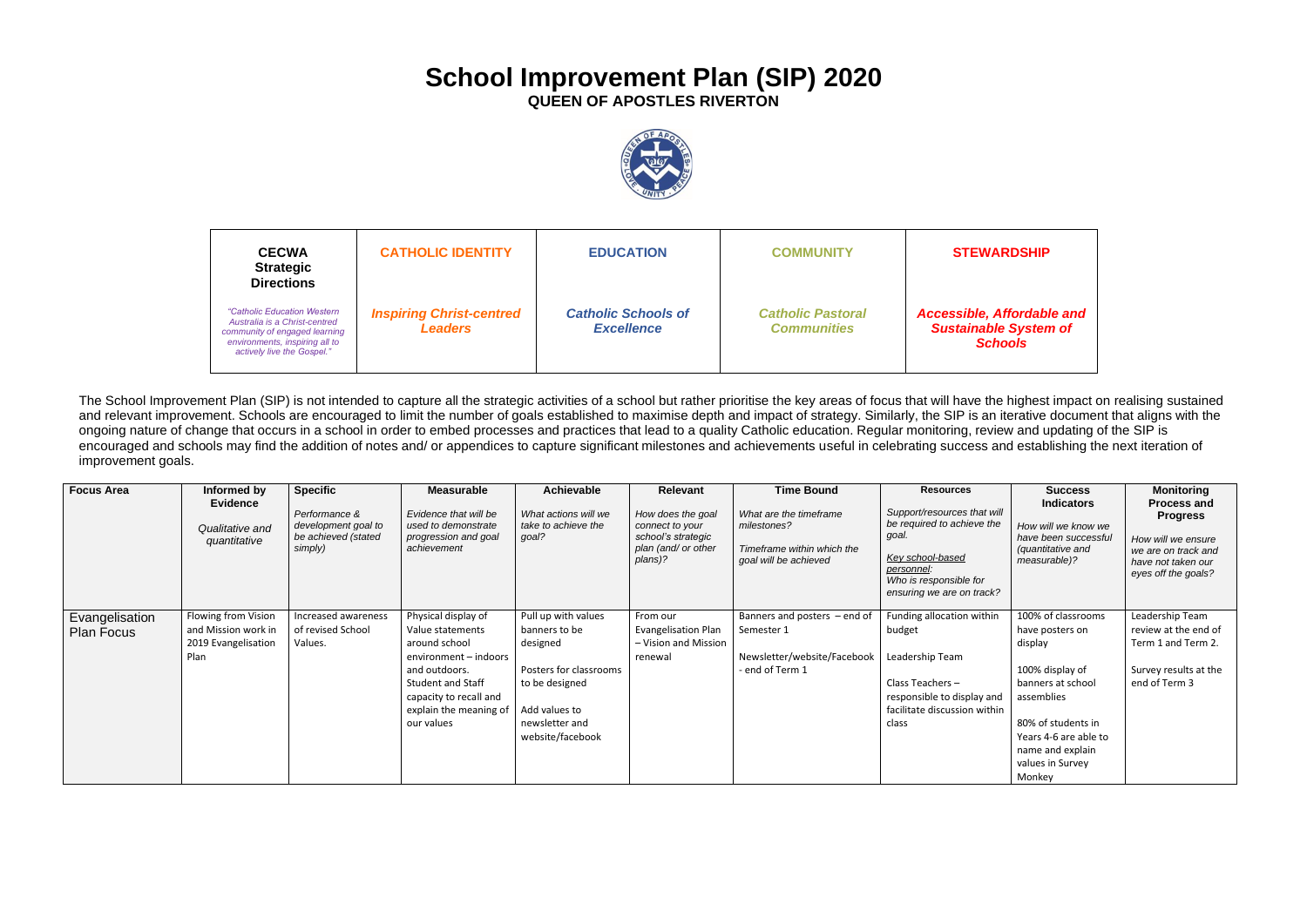# School Improvement Plan (SIP) 2020

**QUEEN OF APOSTLES RIVERTON**

| **CECWA Strategic Directions** | **CATHOLIC IDENTITY** | **EDUCATION** | **COMMUNITY** | **STEWARDSHIP** |
|---|---|---|---|---|
| *"Catholic Education Western Australia is a Christ-centred community of engaged learning environments, inspiring all to actively live the Gospel."* | ***Inspiring Christ-centred Leaders*** | ***Catholic Schools of Excellence*** | ***Catholic Pastoral Communities*** | ***Accessible, Affordable and Sustainable System of Schools*** |

The School Improvement Plan (SIP) is not intended to capture all the strategic activities of a school but rather prioritise the key areas of focus that will have the highest impact on realising sustained and relevant improvement. Schools are encouraged to limit the number of goals established to maximise depth and impact of strategy. Similarly, the SIP is an iterative document that aligns with the ongoing nature of change that occurs in a school in order to embed processes and practices that lead to a quality Catholic education. Regular monitoring, review and updating of the SIP is encouraged and schools may find the addition of notes and/ or appendices to capture significant milestones and achievements useful in celebrating success and establishing the next iteration of improvement goals.

| **Focus Area** | **Informed by Evidence** *Qualitative and quantitative* | **Specific** *Performance & development goal to be achieved (stated simply)* | **Measurable** *Evidence that will be used to demonstrate progression and goal achievement* | **Achievable** *What actions will we take to achieve the goal?* | **Relevant** *How does the goal connect to your school's strategic plan (and/ or other plans)?* | **Time Bound** *What are the timeframe milestones? Timeframe within which the goal will be achieved* | **Resources** *Support/resources that will be required to achieve the goal. Key school-based personnel: Who is responsible for ensuring we are on track?* | **Success Indicators** *How will we know we have been successful (quantitative and measurable)?* | **Monitoring Process and Progress** *How will we ensure we are on track and have not taken our eyes off the goals?* |
|---|---|---|---|---|---|---|---|---|---|
| Evangelisation Plan Focus | Flowing from Vision and Mission work in 2019 Evangelisation Plan | Increased awareness of revised School Values. | Physical display of Value statements around school environment – indoors and outdoors. Student and Staff capacity to recall and explain the meaning of our values | Pull up with values banners to be designed<br><br>Posters for classrooms to be designed<br><br>Add values to newsletter and website/facebook | From our Evangelisation Plan – Vision and Mission renewal | Banners and posters – end of Semester 1<br><br>Newsletter/website/Facebook - end of Term 1 | Funding allocation within budget<br><br>Leadership Team<br><br>Class Teachers – responsible to display and facilitate discussion within class | 100% of classrooms have posters on display<br><br>100% display of banners at school assemblies<br><br>80% of students in Years 4-6 are able to name and explain values in Survey Monkey | Leadership Team review at the end of Term 1 and Term 2.<br><br>Survey results at the end of Term 3 |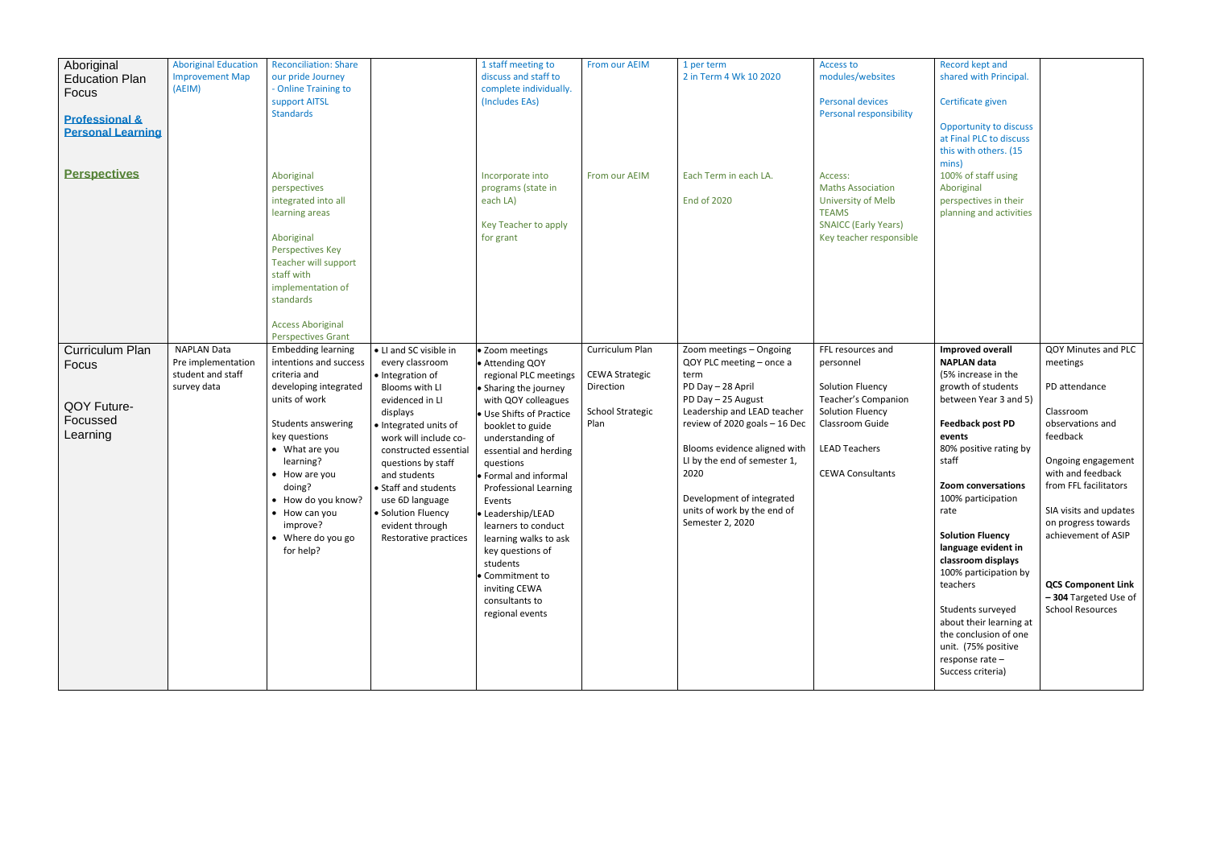| | | | | | | | | | |
|---|---|---|---|---|---|---|---|---|---|
| Aboriginal Education Plan Focus<br><br>**Professional & Personal Learning** | Aboriginal Education Improvement Map (AEIM) | Reconciliation: Share our pride Journey - Online Training to support AITSL Standards | | 1 staff meeting to discuss and staff to complete individually. (Includes EAs) | From our AEIM | 1 per term<br>2 in Term 4 Wk 10 2020 | Access to modules/websites<br><br>Personal devices<br>Personal responsibility | Record kept and shared with Principal.<br><br>Certificate given<br><br>Opportunity to discuss at Final PLC to discuss this with others. (15 mins) | |
| **Perspectives** | | Aboriginal perspectives integrated into all learning areas<br><br>Aboriginal Perspectives Key Teacher will support staff with implementation of standards<br><br>Access Aboriginal Perspectives Grant | | Incorporate into programs (state in each LA)<br><br>Key Teacher to apply for grant | From our AEIM | Each Term in each LA.<br><br>End of 2020 | Access:<br>Maths Association<br>University of Melb<br>TEAMS<br>SNAICC (Early Years)<br>Key teacher responsible | 100% of staff using Aboriginal perspectives in their planning and activities | |
| Curriculum Plan Focus<br><br>QOY Future-Focussed Learning | NAPLAN Data<br>Pre implementation student and staff survey data | Embedding learning intentions and success criteria and developing integrated units of work<br><br>Students answering key questions<br>• What are you learning?<br>• How are you doing?<br>• How do you know?<br>• How can you improve?<br>• Where do you go for help? | • LI and SC visible in every classroom<br>• Integration of Blooms with LI evidenced in LI displays<br>• Integrated units of work will include co-constructed essential questions by staff and students<br>• Staff and students use 6D language<br>• Solution Fluency evident through Restorative practices | • Zoom meetings<br>• Attending QOY regional PLC meetings<br>• Sharing the journey with QOY colleagues<br>• Use Shifts of Practice booklet to guide understanding of essential and herding questions<br>• Formal and informal Professional Learning Events<br>• Leadership/LEAD learners to conduct learning walks to ask key questions of students<br>• Commitment to inviting CEWA consultants to regional events | Curriculum Plan<br><br>CEWA Strategic Direction<br><br>School Strategic Plan | Zoom meetings – Ongoing<br>QOY PLC meeting – once a term<br>PD Day – 28 April<br>PD Day – 25 August<br>Leadership and LEAD teacher review of 2020 goals – 16 Dec<br><br>Blooms evidence aligned with LI by the end of semester 1, 2020<br><br>Development of integrated units of work by the end of Semester 2, 2020 | FFL resources and personnel<br><br>Solution Fluency Teacher's Companion<br>Solution Fluency Classroom Guide<br><br>LEAD Teachers<br><br>CEWA Consultants | **Improved overall NAPLAN data**<br>(5% increase in the growth of students between Year 3 and 5)<br><br>**Feedback post PD events**<br>80% positive rating by staff<br><br>**Zoom conversations**<br>100% participation rate<br><br>**Solution Fluency language evident in classroom displays**<br>100% participation by teachers<br><br>Students surveyed about their learning at the conclusion of one unit. (75% positive response rate – Success criteria) | QOY Minutes and PLC meetings<br><br>PD attendance<br><br>Classroom observations and feedback<br><br>Ongoing engagement with and feedback from FFL facilitators<br><br>SIA visits and updates on progress towards achievement of ASIP<br><br>**QCS Component Link – 304** Targeted Use of School Resources |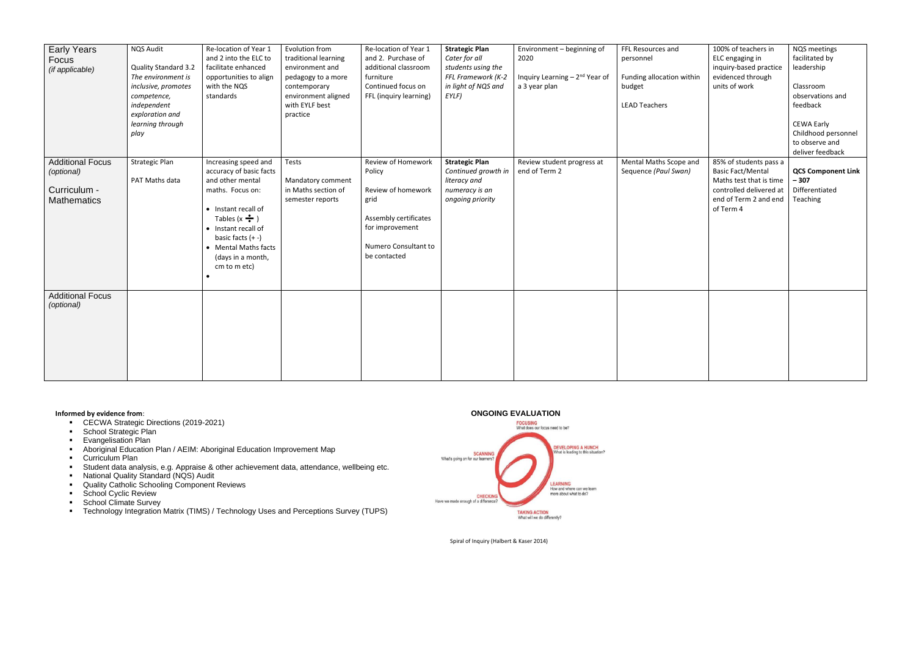| | | | | | | | | | |
|---|---|---|---|---|---|---|---|---|---|
| Early Years Focus *(if applicable)* | NQS Audit<br><br>Quality Standard 3.2 *The environment is inclusive, promotes competence, independent exploration and learning through play* | Re-location of Year 1 and 2 into the ELC to facilitate enhanced opportunities to align with the NQS standards | Evolution from traditional learning environment and pedagogy to a more contemporary environment aligned with EYLF best practice | Re-location of Year 1 and 2. Purchase of additional classroom furniture<br>Continued focus on FFL (inquiry learning) | **Strategic Plan** *Cater for all students using the FFL Framework (K-2 in light of NQS and EYLF)* | Environment – beginning of 2020<br><br>Inquiry Learning – 2nd Year of a 3 year plan | FFL Resources and personnel<br><br>Funding allocation within budget<br><br>LEAD Teachers | 100% of teachers in ELC engaging in inquiry-based practice evidenced through units of work | NQS meetings facilitated by leadership<br><br>Classroom observations and feedback<br><br>CEWA Early Childhood personnel to observe and deliver feedback |
| Additional Focus *(optional)*<br><br>Curriculum - Mathematics | Strategic Plan<br><br>PAT Maths data | Increasing speed and accuracy of basic facts and other mental maths. Focus on:<br>• Instant recall of Tables (x ÷ )<br>• Instant recall of basic facts (+ -)<br>• Mental Maths facts (days in a month, cm to m etc)<br>• | Tests<br><br>Mandatory comment in Maths section of semester reports | Review of Homework Policy<br><br>Review of homework grid<br><br>Assembly certificates for improvement<br><br>Numero Consultant to be contacted | **Strategic Plan** *Continued growth in literacy and numeracy is an ongoing priority* | Review student progress at end of Term 2 | Mental Maths Scope and Sequence *(Paul Swan)* | 85% of students pass a Basic Fact/Mental Maths test that is time controlled delivered at end of Term 2 and end of Term 4 | **QCS Component Link – 307**<br>Differentiated Teaching |
| Additional Focus *(optional)* | | | | | | | | | |

**Informed by evidence from**:

- CECWA Strategic Directions (2019-2021)
- School Strategic Plan
- Evangelisation Plan
- Aboriginal Education Plan / AEIM: Aboriginal Education Improvement Map
- Curriculum Plan
- Student data analysis, e.g. Appraise & other achievement data, attendance, wellbeing etc.
- National Quality Standard (NQS) Audit
- Quality Catholic Schooling Component Reviews
- School Cyclic Review
- School Climate Survey
- Technology Integration Matrix (TIMS) / Technology Uses and Perceptions Survey (TUPS)

**ONGOING EVALUATION**

FOCUSING
What does our focus need to be?

DEVELOPING A HUNCH
What is leading to this situation?

LEARNING
How and where can we learn more about what to do?

TAKING ACTION
What will we do differently?

CHECKING
Have we made enough of a difference?

SCANNING
What's going on for our learners?

Spiral of Inquiry (Halbert & Kaser 2014)